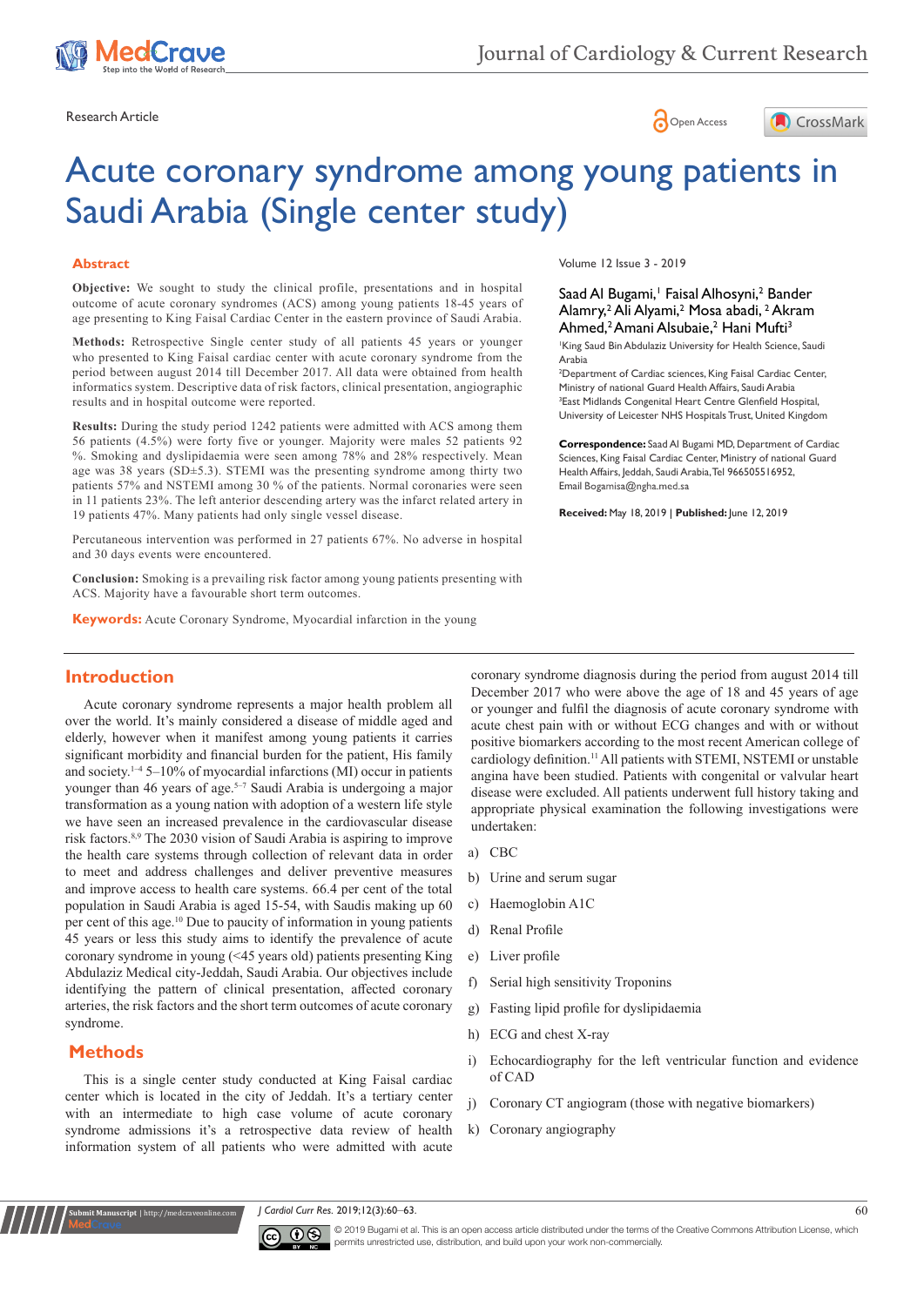Research Article

Open Access

# Acute coronary syndrome among young patients in Saudi Arabia (Single center study)

Volume 12 Issue 3 - 2019

Saad Al Bugami,[1] Faisal Alhosyni,[2] Bander Alamry,[2] Ali Alyami,[2] Mosa abadi,[2] Akram Ahmed,[2] Amani Alsubaie,[2] Hani Mufti[3]

[1]King Saud Bin Abdulaziz University for Health Science, Saudi Arabia

[2]Department of Cardiac sciences, King Faisal Cardiac Center, Ministry of national Guard Health Affairs, Saudi Arabia

[3]East Midlands Congenital Heart Centre Glenfield Hospital, University of Leicester NHS Hospitals Trust, United Kingdom

**Correspondence:** Saad Al Bugami MD, Department of Cardiac Sciences, King Faisal Cardiac Center, Ministry of national Guard Health Affairs, Jeddah, Saudi Arabia, Tel 966505516952, Email Bogamisa@ngha.med.sa

**Received:** May 18, 2019 | **Published:** June 12, 2019

## Abstract

**Objective:** We sought to study the clinical profile, presentations and in hospital outcome of acute coronary syndromes (ACS) among young patients 18-45 years of age presenting to King Faisal Cardiac Center in the eastern province of Saudi Arabia.

**Methods:** Retrospective Single center study of all patients 45 years or younger who presented to King Faisal cardiac center with acute coronary syndrome from the period between august 2014 till December 2017. All data were obtained from health informatics system. Descriptive data of risk factors, clinical presentation, angiographic results and in hospital outcome were reported.

**Results:** During the study period 1242 patients were admitted with ACS among them 56 patients (4.5%) were forty five or younger. Majority were males 52 patients 92 %. Smoking and dyslipidaemia were seen among 78% and 28% respectively. Mean age was 38 years (SD±5.3). STEMI was the presenting syndrome among thirty two patients 57% and NSTEMI among 30 % of the patients. Normal coronaries were seen in 11 patients 23%. The left anterior descending artery was the infarct related artery in 19 patients 47%. Many patients had only single vessel disease.

Percutaneous intervention was performed in 27 patients 67%. No adverse in hospital and 30 days events were encountered.

**Conclusion:** Smoking is a prevailing risk factor among young patients presenting with ACS. Majority have a favourable short term outcomes.

**Keywords:** Acute Coronary Syndrome, Myocardial infarction in the young

## Introduction

Acute coronary syndrome represents a major health problem all over the world. It's mainly considered a disease of middle aged and elderly, however when it manifest among young patients it carries significant morbidity and financial burden for the patient, His family and society.[1–4] 5–10% of myocardial infarctions (MI) occur in patients younger than 46 years of age.[5–7] Saudi Arabia is undergoing a major transformation as a young nation with adoption of a western life style we have seen an increased prevalence in the cardiovascular disease risk factors.[8,9] The 2030 vision of Saudi Arabia is aspiring to improve the health care systems through collection of relevant data in order to meet and address challenges and deliver preventive measures and improve access to health care systems. 66.4 per cent of the total population in Saudi Arabia is aged 15-54, with Saudis making up 60 per cent of this age.[10] Due to paucity of information in young patients 45 years or less this study aims to identify the prevalence of acute coronary syndrome in young (<45 years old) patients presenting King Abdulaziz Medical city-Jeddah, Saudi Arabia. Our objectives include identifying the pattern of clinical presentation, affected coronary arteries, the risk factors and the short term outcomes of acute coronary syndrome.

## Methods

This is a single center study conducted at King Faisal cardiac center which is located in the city of Jeddah. It's a tertiary center with an intermediate to high case volume of acute coronary syndrome admissions it's a retrospective data review of health information system of all patients who were admitted with acute coronary syndrome diagnosis during the period from august 2014 till December 2017 who were above the age of 18 and 45 years of age or younger and fulfil the diagnosis of acute coronary syndrome with acute chest pain with or without ECG changes and with or without positive biomarkers according to the most recent American college of cardiology definition.[11] All patients with STEMI, NSTEMI or unstable angina have been studied. Patients with congenital or valvular heart disease were excluded. All patients underwent full history taking and appropriate physical examination the following investigations were undertaken:

a) CBC
b) Urine and serum sugar
c) Haemoglobin A1C
d) Renal Profile
e) Liver profile
f) Serial high sensitivity Troponins
g) Fasting lipid profile for dyslipidaemia
h) ECG and chest X-ray
i) Echocardiography for the left ventricular function and evidence of CAD
j) Coronary CT angiogram (those with negative biomarkers)
k) Coronary angiography

© 2019 Bugami et al. This is an open access article distributed under the terms of the Creative Commons Attribution License, which permits unrestricted use, distribution, and build upon your work non-commercially.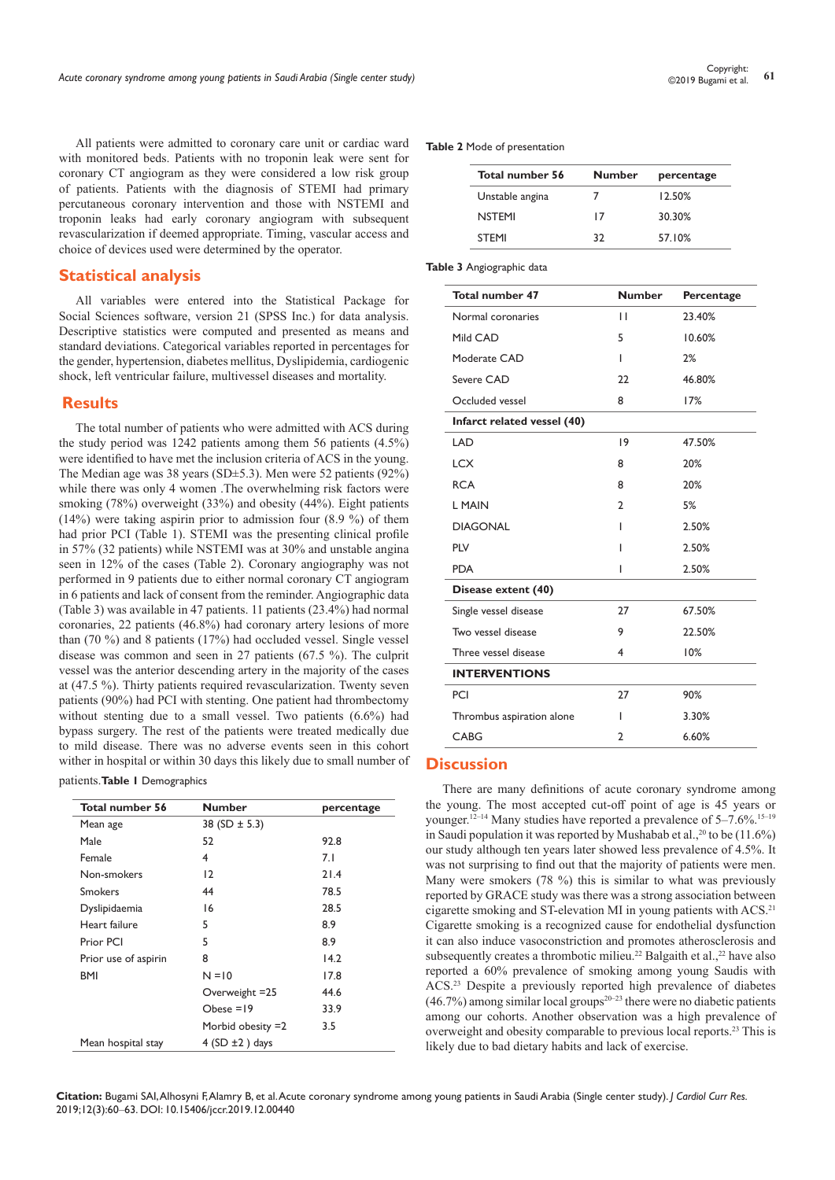All patients were admitted to coronary care unit or cardiac ward with monitored beds. Patients with no troponin leak were sent for coronary CT angiogram as they were considered a low risk group of patients. Patients with the diagnosis of STEMI had primary percutaneous coronary intervention and those with NSTEMI and troponin leaks had early coronary angiogram with subsequent revascularization if deemed appropriate. Timing, vascular access and choice of devices used were determined by the operator.

## Statistical analysis

All variables were entered into the Statistical Package for Social Sciences software, version 21 (SPSS Inc.) for data analysis. Descriptive statistics were computed and presented as means and standard deviations. Categorical variables reported in percentages for the gender, hypertension, diabetes mellitus, Dyslipidemia, cardiogenic shock, left ventricular failure, multivessel diseases and mortality.

## Results

The total number of patients who were admitted with ACS during the study period was 1242 patients among them 56 patients (4.5%) were identified to have met the inclusion criteria of ACS in the young. The Median age was 38 years (SD±5.3). Men were 52 patients (92%) while there was only 4 women .The overwhelming risk factors were smoking (78%) overweight (33%) and obesity (44%). Eight patients (14%) were taking aspirin prior to admission four (8.9 %) of them had prior PCI (Table 1). STEMI was the presenting clinical profile in 57% (32 patients) while NSTEMI was at 30% and unstable angina seen in 12% of the cases (Table 2). Coronary angiography was not performed in 9 patients due to either normal coronary CT angiogram in 6 patients and lack of consent from the reminder. Angiographic data (Table 3) was available in 47 patients. 11 patients (23.4%) had normal coronaries, 22 patients (46.8%) had coronary artery lesions of more than (70 %) and 8 patients (17%) had occluded vessel. Single vessel disease was common and seen in 27 patients (67.5 %). The culprit vessel was the anterior descending artery in the majority of the cases at (47.5 %). Thirty patients required revascularization. Twenty seven patients (90%) had PCI with stenting. One patient had thrombectomy without stenting due to a small vessel. Two patients (6.6%) had bypass surgery. The rest of the patients were treated medically due to mild disease. There was no adverse events seen in this cohort wither in hospital or within 30 days this likely due to small number of patients.

**Table 1** Demographics

| Total number 56 | Number | percentage |
|---|---|---|
| Mean age | 38 (SD ± 5.3) | |
| Male | 52 | 92.8 |
| Female | 4 | 7.1 |
| Non-smokers | 12 | 21.4 |
| Smokers | 44 | 78.5 |
| Dyslipidaemia | 16 | 28.5 |
| Heart failure | 5 | 8.9 |
| Prior PCI | 5 | 8.9 |
| Prior use of aspirin | 8 | 14.2 |
| BMI | N =10 | 17.8 |
| | Overweight =25 | 44.6 |
| | Obese =19 | 33.9 |
| | Morbid obesity =2 | 3.5 |
| Mean hospital stay | 4 (SD ±2 ) days | |

**Table 2** Mode of presentation

| Total number 56 | Number | percentage |
|---|---|---|
| Unstable angina | 7 | 12.50% |
| NSTEMI | 17 | 30.30% |
| STEMI | 32 | 57.10% |

**Table 3** Angiographic data

| Total number 47 | Number | Percentage |
|---|---|---|
| Normal coronaries | 11 | 23.40% |
| Mild CAD | 5 | 10.60% |
| Moderate CAD | 1 | 2% |
| Severe CAD | 22 | 46.80% |
| Occluded vessel | 8 | 17% |
| **Infarct related vessel (40)** | | |
| LAD | 19 | 47.50% |
| LCX | 8 | 20% |
| RCA | 8 | 20% |
| L MAIN | 2 | 5% |
| DIAGONAL | 1 | 2.50% |
| PLV | 1 | 2.50% |
| PDA | 1 | 2.50% |
| **Disease extent (40)** | | |
| Single vessel disease | 27 | 67.50% |
| Two vessel disease | 9 | 22.50% |
| Three vessel disease | 4 | 10% |
| **INTERVENTIONS** | | |
| PCI | 27 | 90% |
| Thrombus aspiration alone | 1 | 3.30% |
| CABG | 2 | 6.60% |

## Discussion

There are many definitions of acute coronary syndrome among the young. The most accepted cut-off point of age is 45 years or younger.[12–14] Many studies have reported a prevalence of 5–7.6%.[15–19] in Saudi population it was reported by Mushabab et al.,[20] to be (11.6%) our study although ten years later showed less prevalence of 4.5%. It was not surprising to find out that the majority of patients were men. Many were smokers (78 %) this is similar to what was previously reported by GRACE study was there was a strong association between cigarette smoking and ST-elevation MI in young patients with ACS.[21] Cigarette smoking is a recognized cause for endothelial dysfunction it can also induce vasoconstriction and promotes atherosclerosis and subsequently creates a thrombotic milieu.[22] Balgaith et al.,[22] have also reported a 60% prevalence of smoking among young Saudis with ACS.[23] Despite a previously reported high prevalence of diabetes (46.7%) among similar local groups[20–23] there were no diabetic patients among our cohorts. Another observation was a high prevalence of overweight and obesity comparable to previous local reports.[23] This is likely due to bad dietary habits and lack of exercise.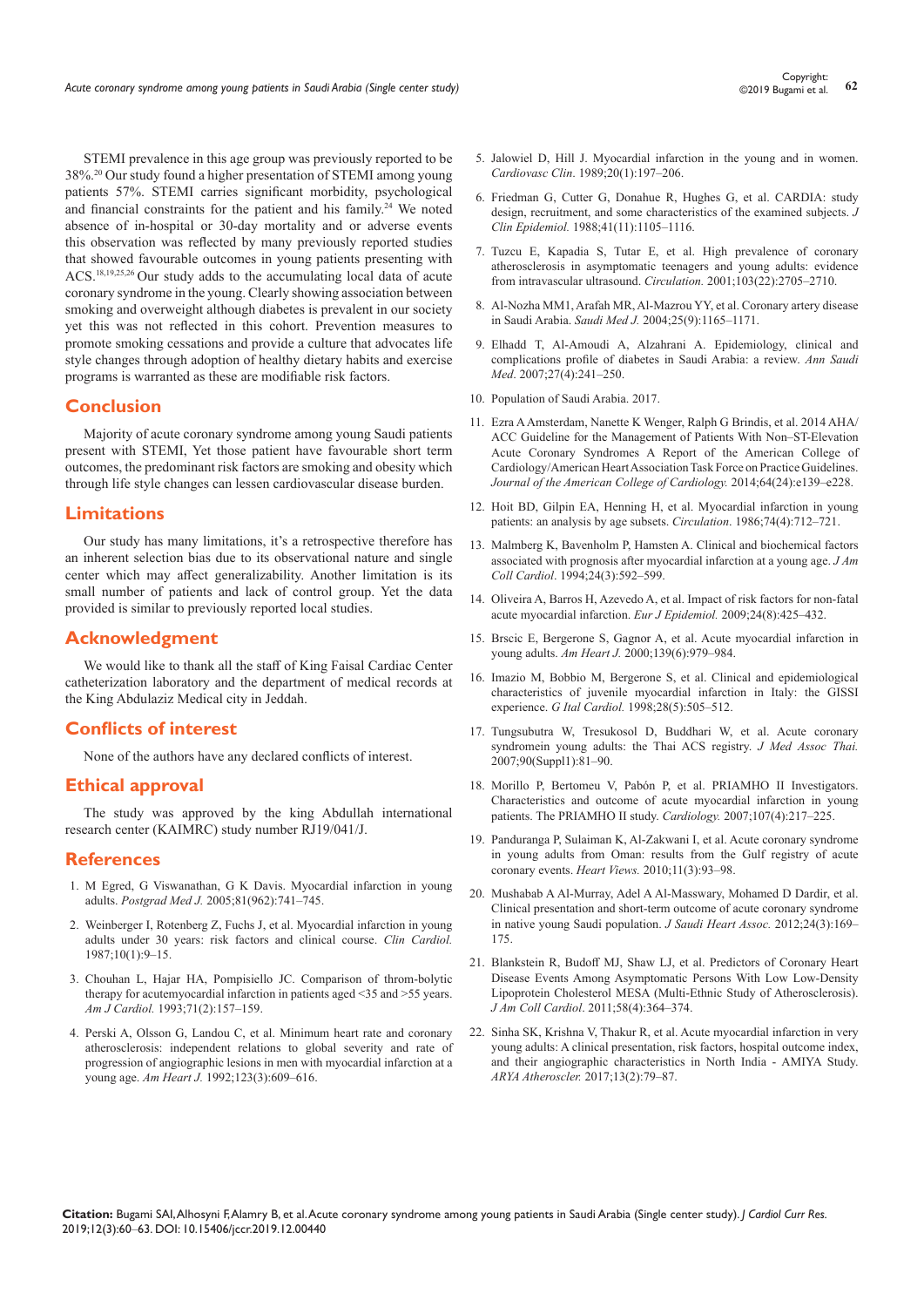STEMI prevalence in this age group was previously reported to be 38%.[20] Our study found a higher presentation of STEMI among young patients 57%. STEMI carries significant morbidity, psychological and financial constraints for the patient and his family.[24] We noted absence of in-hospital or 30-day mortality and or adverse events this observation was reflected by many previously reported studies that showed favourable outcomes in young patients presenting with ACS.[18,19,25,26] Our study adds to the accumulating local data of acute coronary syndrome in the young. Clearly showing association between smoking and overweight although diabetes is prevalent in our society yet this was not reflected in this cohort. Prevention measures to promote smoking cessations and provide a culture that advocates life style changes through adoption of healthy dietary habits and exercise programs is warranted as these are modifiable risk factors.

## Conclusion

Majority of acute coronary syndrome among young Saudi patients present with STEMI, Yet those patient have favourable short term outcomes, the predominant risk factors are smoking and obesity which through life style changes can lessen cardiovascular disease burden.

## Limitations

Our study has many limitations, it's a retrospective therefore has an inherent selection bias due to its observational nature and single center which may affect generalizability. Another limitation is its small number of patients and lack of control group. Yet the data provided is similar to previously reported local studies.

## Acknowledgment

We would like to thank all the staff of King Faisal Cardiac Center catheterization laboratory and the department of medical records at the King Abdulaziz Medical city in Jeddah.

## Conflicts of interest

None of the authors have any declared conflicts of interest.

## Ethical approval

The study was approved by the king Abdullah international research center (KAIMRC) study number RJ19/041/J.

## References

1. M Egred, G Viswanathan, G K Davis. Myocardial infarction in young adults. *Postgrad Med J.* 2005;81(962):741–745.
2. Weinberger I, Rotenberg Z, Fuchs J, et al. Myocardial infarction in young adults under 30 years: risk factors and clinical course. *Clin Cardiol.* 1987;10(1):9–15.
3. Chouhan L, Hajar HA, Pompisiello JC. Comparison of throm-bolytic therapy for acutemyocardial infarction in patients aged <35 and >55 years. *Am J Cardiol.* 1993;71(2):157–159.
4. Perski A, Olsson G, Landou C, et al. Minimum heart rate and coronary atherosclerosis: independent relations to global severity and rate of progression of angiographic lesions in men with myocardial infarction at a young age. *Am Heart J.* 1992;123(3):609–616.
5. Jalowiel D, Hill J. Myocardial infarction in the young and in women. *Cardiovasc Clin*. 1989;20(1):197–206.
6. Friedman G, Cutter G, Donahue R, Hughes G, et al. CARDIA: study design, recruitment, and some characteristics of the examined subjects. *J Clin Epidemiol.* 1988;41(11):1105–1116.
7. Tuzcu E, Kapadia S, Tutar E, et al. High prevalence of coronary atherosclerosis in asymptomatic teenagers and young adults: evidence from intravascular ultrasound. *Circulation.* 2001;103(22):2705–2710.
8. Al-Nozha MM1, Arafah MR, Al-Mazrou YY, et al. Coronary artery disease in Saudi Arabia. *Saudi Med J.* 2004;25(9):1165–1171.
9. Elhadd T, Al-Amoudi A, Alzahrani A. Epidemiology, clinical and complications profile of diabetes in Saudi Arabia: a review. *Ann Saudi Med*. 2007;27(4):241–250.
10. Population of Saudi Arabia. 2017.
11. Ezra A Amsterdam, Nanette K Wenger, Ralph G Brindis, et al. 2014 AHA/ACC Guideline for the Management of Patients With Non–ST-Elevation Acute Coronary Syndromes A Report of the American College of Cardiology/American Heart Association Task Force on Practice Guidelines. *Journal of the American College of Cardiology.* 2014;64(24):e139–e228.
12. Hoit BD, Gilpin EA, Henning H, et al. Myocardial infarction in young patients: an analysis by age subsets. *Circulation*. 1986;74(4):712–721.
13. Malmberg K, Bavenholm P, Hamsten A. Clinical and biochemical factors associated with prognosis after myocardial infarction at a young age. *J Am Coll Cardiol*. 1994;24(3):592–599.
14. Oliveira A, Barros H, Azevedo A, et al. Impact of risk factors for non-fatal acute myocardial infarction. *Eur J Epidemiol.* 2009;24(8):425–432.
15. Brscic E, Bergerone S, Gagnor A, et al. Acute myocardial infarction in young adults. *Am Heart J.* 2000;139(6):979–984.
16. Imazio M, Bobbio M, Bergerone S, et al. Clinical and epidemiological characteristics of juvenile myocardial infarction in Italy: the GISSI experience. *G Ital Cardiol.* 1998;28(5):505–512.
17. Tungsubutra W, Tresukosol D, Buddhari W, et al. Acute coronary syndromein young adults: the Thai ACS registry. *J Med Assoc Thai.* 2007;90(Suppl1):81–90.
18. Morillo P, Bertomeu V, Pabón P, et al. PRIAMHO II Investigators. Characteristics and outcome of acute myocardial infarction in young patients. The PRIAMHO II study. *Cardiology.* 2007;107(4):217–225.
19. Panduranga P, Sulaiman K, Al-Zakwani I, et al. Acute coronary syndrome in young adults from Oman: results from the Gulf registry of acute coronary events. *Heart Views.* 2010;11(3):93–98.
20. Mushabab A Al-Murray, Adel A Al-Masswary, Mohamed D Dardir, et al. Clinical presentation and short-term outcome of acute coronary syndrome in native young Saudi population. *J Saudi Heart Assoc.* 2012;24(3):169–175.
21. Blankstein R, Budoff MJ, Shaw LJ, et al. Predictors of Coronary Heart Disease Events Among Asymptomatic Persons With Low Low-Density Lipoprotein Cholesterol MESA (Multi-Ethnic Study of Atherosclerosis). *J Am Coll Cardiol*. 2011;58(4):364–374.
22. Sinha SK, Krishna V, Thakur R, et al. Acute myocardial infarction in very young adults: A clinical presentation, risk factors, hospital outcome index, and their angiographic characteristics in North India - AMIYA Study. *ARYA Atheroscler.* 2017;13(2):79–87.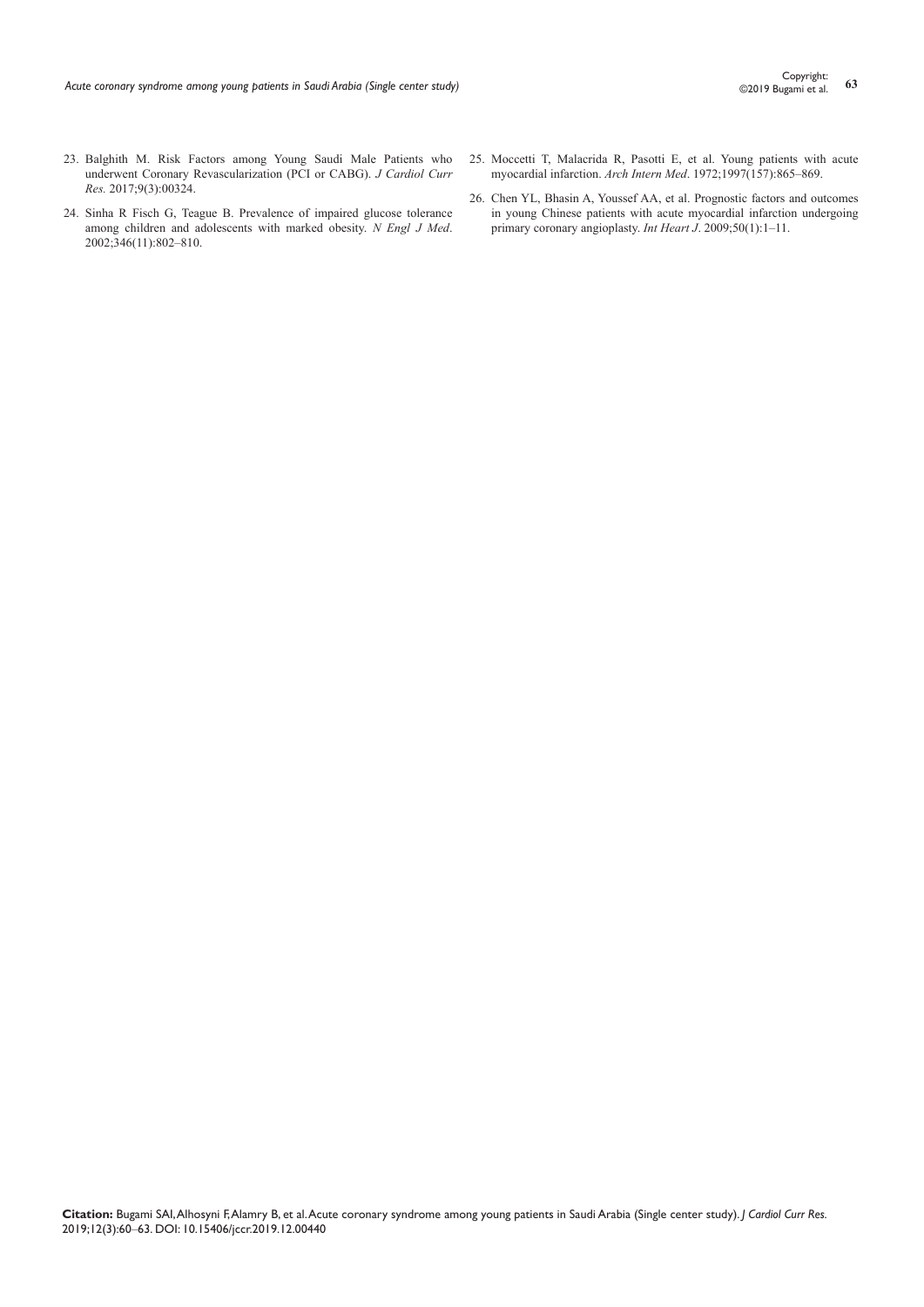23. Balghith M. Risk Factors among Young Saudi Male Patients who underwent Coronary Revascularization (PCI or CABG). *J Cardiol Curr Res*. 2017;9(3):00324.
24. Sinha R Fisch G, Teague B. Prevalence of impaired glucose tolerance among children and adolescents with marked obesity. *N Engl J Med*. 2002;346(11):802–810.
25. Moccetti T, Malacrida R, Pasotti E, et al. Young patients with acute myocardial infarction. *Arch Intern Med*. 1972;1997(157):865–869.
26. Chen YL, Bhasin A, Youssef AA, et al. Prognostic factors and outcomes in young Chinese patients with acute myocardial infarction undergoing primary coronary angioplasty. *Int Heart J*. 2009;50(1):1–11.